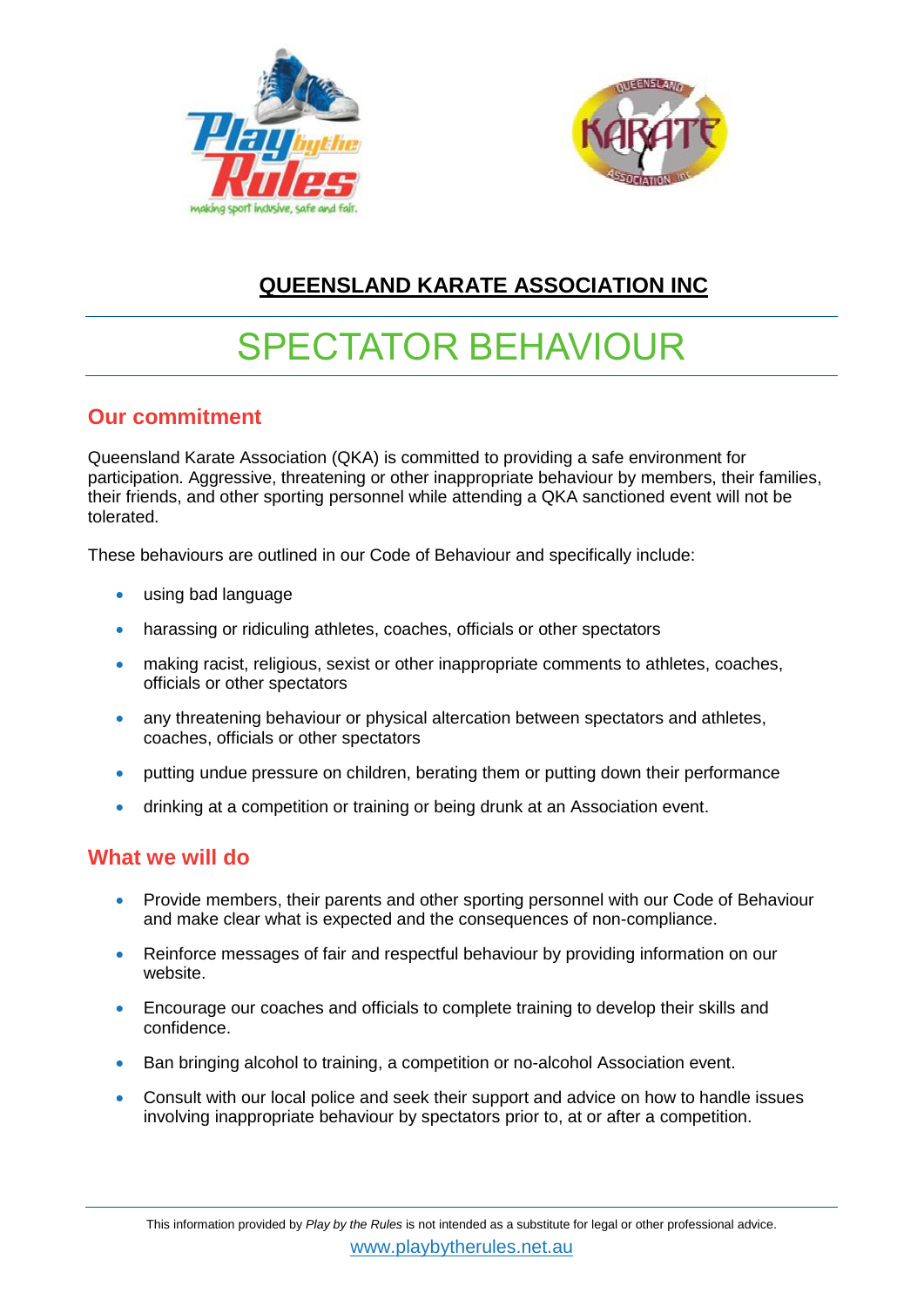## QUEENSLAND KARATE ASSOCIATION INC

# SPECTATOR BEHAVIOUR

## Our commitment

Queensland Karate Association (QKA) is committed to providing a safe environment for participation. Aggressive, threatening or other inappropriate behaviour by members, their families, their friends, and other sporting personnel while attending a QKA sanctioned event will not be tolerated.

These behaviours are outlined in our Code of Behaviour and specifically include:

- using bad language
- harassing or ridiculing athletes, coaches, officials or other spectators
- making racist, religious, sexist or other inappropriate comments to athletes, coaches, officials or other spectators
- any threatening behaviour or physical altercation between spectators and athletes, coaches, officials or other spectators
- putting undue pressure on children, berating them or putting down their performance
- drinking at a competition or training or being drunk at an Association event.

## What we will do

- Provide members, their parents and other sporting personnel with our Code of Behaviour and make clear what is expected and the consequences of non-compliance.
- Reinforce messages of fair and respectful behaviour by providing information on our website.
- Encourage our coaches and officials to complete training to develop their skills and confidence.
- Ban bringing alcohol to training, a competition or no-alcohol Association event.
- Consult with our local police and seek their support and advice on how to handle issues involving inappropriate behaviour by spectators prior to, at or after a competition.

This information provided by *Play by the Rules* is not intended as a substitute for legal or other professional advice.

www.playbytherules.net.au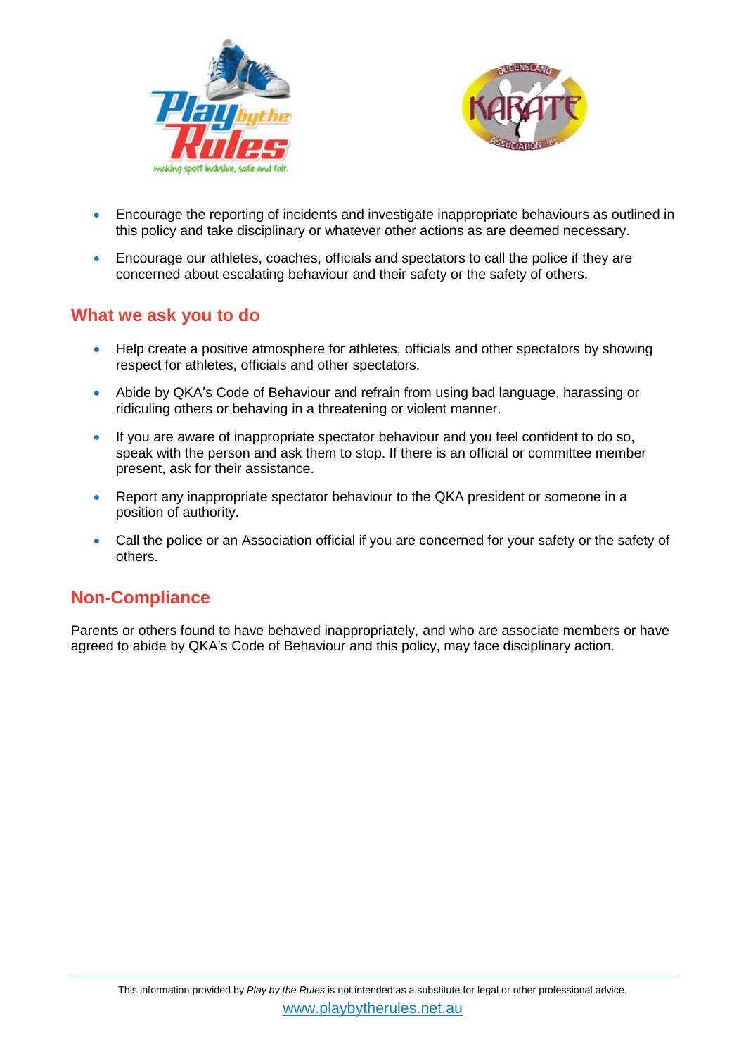- Encourage the reporting of incidents and investigate inappropriate behaviours as outlined in this policy and take disciplinary or whatever other actions as are deemed necessary.
- Encourage our athletes, coaches, officials and spectators to call the police if they are concerned about escalating behaviour and their safety or the safety of others.

## What we ask you to do

- Help create a positive atmosphere for athletes, officials and other spectators by showing respect for athletes, officials and other spectators.
- Abide by QKA's Code of Behaviour and refrain from using bad language, harassing or ridiculing others or behaving in a threatening or violent manner.
- If you are aware of inappropriate spectator behaviour and you feel confident to do so, speak with the person and ask them to stop. If there is an official or committee member present, ask for their assistance.
- Report any inappropriate spectator behaviour to the QKA president or someone in a position of authority.
- Call the police or an Association official if you are concerned for your safety or the safety of others.

## Non-Compliance

Parents or others found to have behaved inappropriately, and who are associate members or have agreed to abide by QKA's Code of Behaviour and this policy, may face disciplinary action.